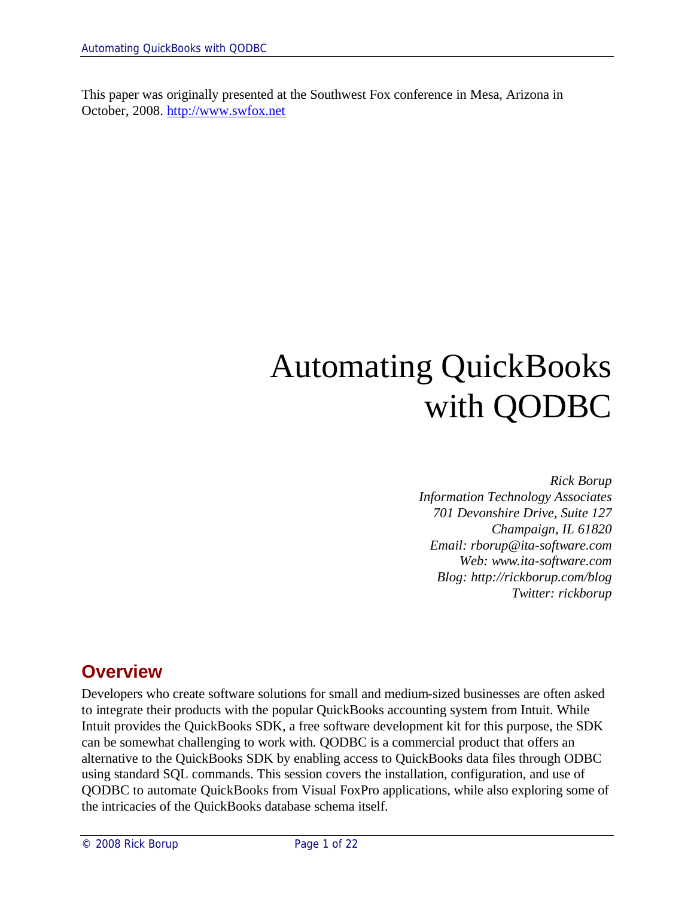This paper was originally presented at the Southwest Fox conference in Mesa, Arizona in October, 2008. http://www.swfox.net

# Automating QuickBooks with QODBC

*Rick Borup*
*Information Technology Associates*
*701 Devonshire Drive, Suite 127*
*Champaign, IL 61820*
*Email: rborup@ita-software.com*
*Web: www.ita-software.com*
*Blog: http://rickborup.com/blog*
*Twitter: rickborup*

## Overview

Developers who create software solutions for small and medium-sized businesses are often asked to integrate their products with the popular QuickBooks accounting system from Intuit. While Intuit provides the QuickBooks SDK, a free software development kit for this purpose, the SDK can be somewhat challenging to work with. QODBC is a commercial product that offers an alternative to the QuickBooks SDK by enabling access to QuickBooks data files through ODBC using standard SQL commands. This session covers the installation, configuration, and use of QODBC to automate QuickBooks from Visual FoxPro applications, while also exploring some of the intricacies of the QuickBooks database schema itself.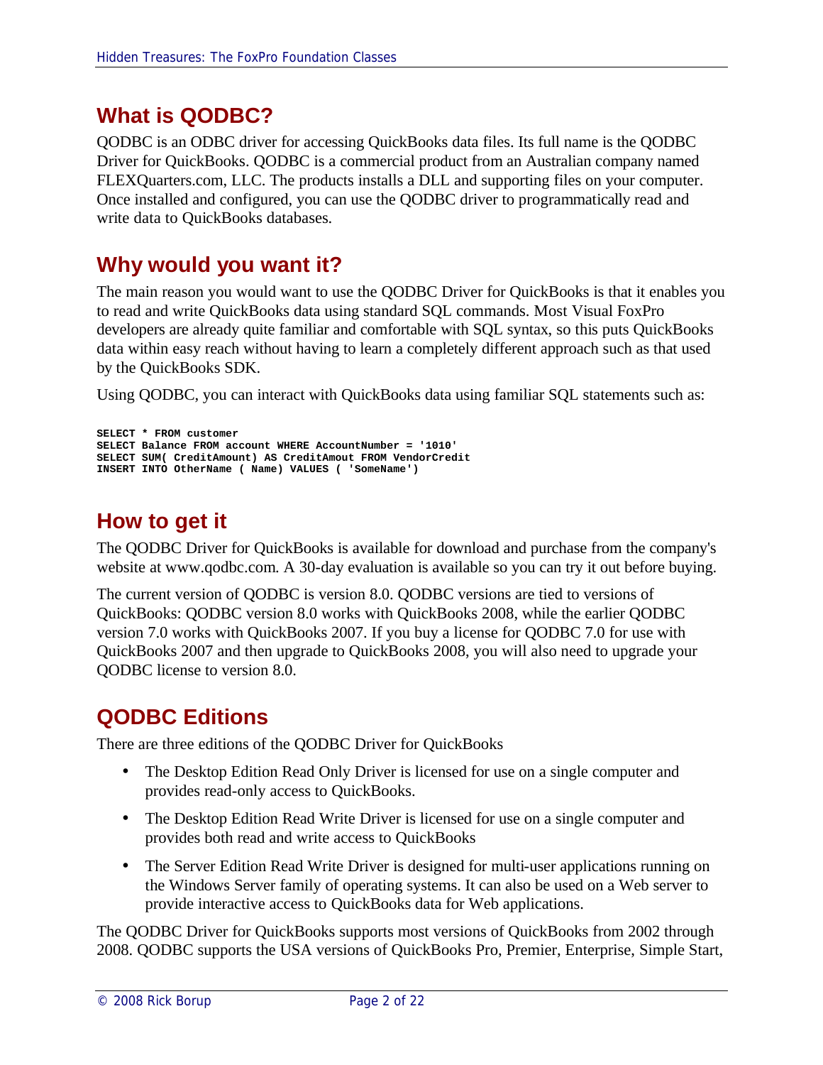## What is QODBC?

QODBC is an ODBC driver for accessing QuickBooks data files. Its full name is the QODBC Driver for QuickBooks. QODBC is a commercial product from an Australian company named FLEXQuarters.com, LLC. The products installs a DLL and supporting files on your computer. Once installed and configured, you can use the QODBC driver to programmatically read and write data to QuickBooks databases.

## Why would you want it?

The main reason you would want to use the QODBC Driver for QuickBooks is that it enables you to read and write QuickBooks data using standard SQL commands. Most Visual FoxPro developers are already quite familiar and comfortable with SQL syntax, so this puts QuickBooks data within easy reach without having to learn a completely different approach such as that used by the QuickBooks SDK.

Using QODBC, you can interact with QuickBooks data using familiar SQL statements such as:

```
SELECT * FROM customer
SELECT Balance FROM account WHERE AccountNumber = '1010'
SELECT SUM( CreditAmount) AS CreditAmout FROM VendorCredit
INSERT INTO OtherName ( Name) VALUES ( 'SomeName')
```

## How to get it

The QODBC Driver for QuickBooks is available for download and purchase from the company's website at www.qodbc.com. A 30-day evaluation is available so you can try it out before buying.

The current version of QODBC is version 8.0. QODBC versions are tied to versions of QuickBooks: QODBC version 8.0 works with QuickBooks 2008, while the earlier QODBC version 7.0 works with QuickBooks 2007. If you buy a license for QODBC 7.0 for use with QuickBooks 2007 and then upgrade to QuickBooks 2008, you will also need to upgrade your QODBC license to version 8.0.

## QODBC Editions

There are three editions of the QODBC Driver for QuickBooks

- The Desktop Edition Read Only Driver is licensed for use on a single computer and provides read-only access to QuickBooks.
- The Desktop Edition Read Write Driver is licensed for use on a single computer and provides both read and write access to QuickBooks
- The Server Edition Read Write Driver is designed for multi-user applications running on the Windows Server family of operating systems. It can also be used on a Web server to provide interactive access to QuickBooks data for Web applications.

The QODBC Driver for QuickBooks supports most versions of QuickBooks from 2002 through 2008. QODBC supports the USA versions of QuickBooks Pro, Premier, Enterprise, Simple Start,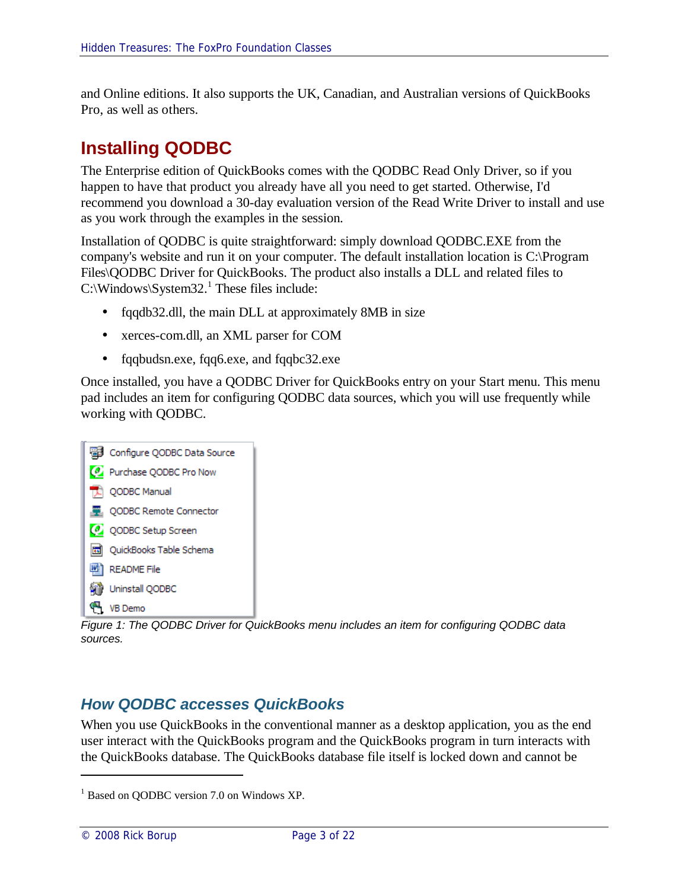and Online editions. It also supports the UK, Canadian, and Australian versions of QuickBooks Pro, as well as others.

## Installing QODBC

The Enterprise edition of QuickBooks comes with the QODBC Read Only Driver, so if you happen to have that product you already have all you need to get started. Otherwise, I'd recommend you download a 30-day evaluation version of the Read Write Driver to install and use as you work through the examples in the session.

Installation of QODBC is quite straightforward: simply download QODBC.EXE from the company's website and run it on your computer. The default installation location is C:\Program Files\QODBC Driver for QuickBooks. The product also installs a DLL and related files to C:\Windows\System32.[1] These files include:

- fqqdb32.dll, the main DLL at approximately 8MB in size
- xerces-com.dll, an XML parser for COM
- fqqbudsn.exe, fqq6.exe, and fqqbc32.exe

Once installed, you have a QODBC Driver for QuickBooks entry on your Start menu. This menu pad includes an item for configuring QODBC data sources, which you will use frequently while working with QODBC.

Configure QODBC Data Source
Purchase QODBC Pro Now
QODBC Manual
QODBC Remote Connector
QODBC Setup Screen
QuickBooks Table Schema
README File
Uninstall QODBC
VB Demo

*Figure 1: The QODBC Driver for QuickBooks menu includes an item for configuring QODBC data sources.*

### How QODBC accesses QuickBooks

When you use QuickBooks in the conventional manner as a desktop application, you as the end user interact with the QuickBooks program and the QuickBooks program in turn interacts with the QuickBooks database. The QuickBooks database file itself is locked down and cannot be

[1] Based on QODBC version 7.0 on Windows XP.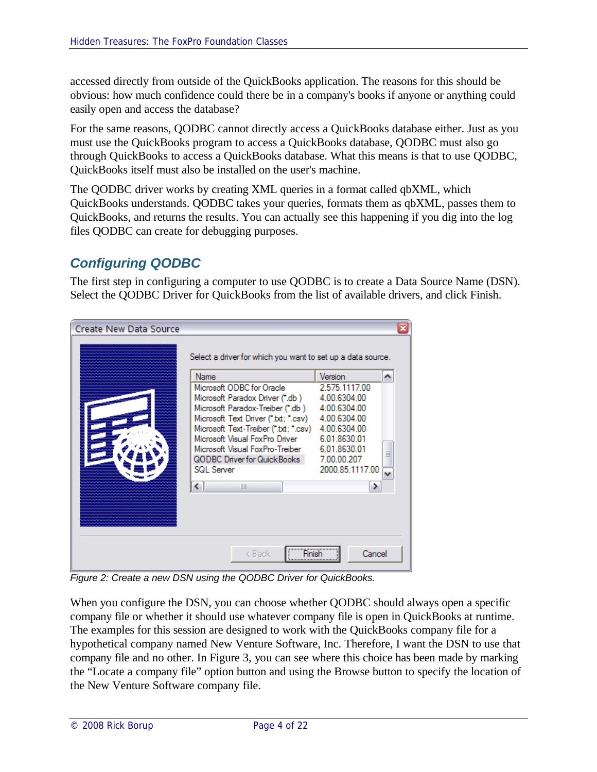accessed directly from outside of the QuickBooks application. The reasons for this should be obvious: how much confidence could there be in a company's books if anyone or anything could easily open and access the database?

For the same reasons, QODBC cannot directly access a QuickBooks database either. Just as you must use the QuickBooks program to access a QuickBooks database, QODBC must also go through QuickBooks to access a QuickBooks database. What this means is that to use QODBC, QuickBooks itself must also be installed on the user's machine.

The QODBC driver works by creating XML queries in a format called qbXML, which QuickBooks understands. QODBC takes your queries, formats them as qbXML, passes them to QuickBooks, and returns the results. You can actually see this happening if you dig into the log files QODBC can create for debugging purposes.

## Configuring QODBC

The first step in configuring a computer to use QODBC is to create a Data Source Name (DSN). Select the QODBC Driver for QuickBooks from the list of available drivers, and click Finish.

*Figure 2: Create a new DSN using the QODBC Driver for QuickBooks.*

When you configure the DSN, you can choose whether QODBC should always open a specific company file or whether it should use whatever company file is open in QuickBooks at runtime. The examples for this session are designed to work with the QuickBooks company file for a hypothetical company named New Venture Software, Inc. Therefore, I want the DSN to use that company file and no other. In Figure 3, you can see where this choice has been made by marking the "Locate a company file" option button and using the Browse button to specify the location of the New Venture Software company file.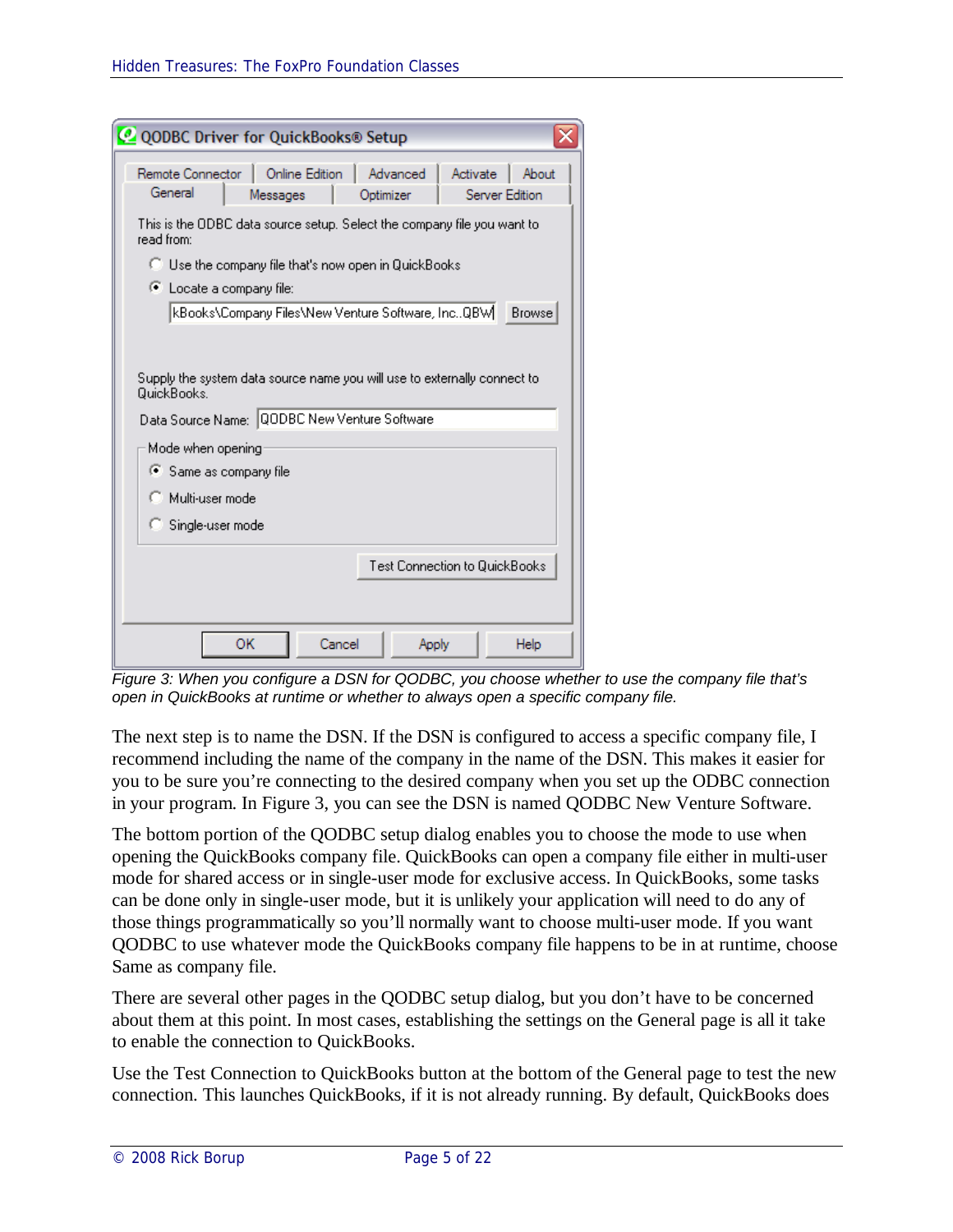Figure 3: When you configure a DSN for QODBC, you choose whether to use the company file that's open in QuickBooks at runtime or whether to always open a specific company file.

The next step is to name the DSN. If the DSN is configured to access a specific company file, I recommend including the name of the company in the name of the DSN. This makes it easier for you to be sure you're connecting to the desired company when you set up the ODBC connection in your program. In Figure 3, you can see the DSN is named QODBC New Venture Software.

The bottom portion of the QODBC setup dialog enables you to choose the mode to use when opening the QuickBooks company file. QuickBooks can open a company file either in multi-user mode for shared access or in single-user mode for exclusive access. In QuickBooks, some tasks can be done only in single-user mode, but it is unlikely your application will need to do any of those things programmatically so you'll normally want to choose multi-user mode. If you want QODBC to use whatever mode the QuickBooks company file happens to be in at runtime, choose Same as company file.

There are several other pages in the QODBC setup dialog, but you don't have to be concerned about them at this point. In most cases, establishing the settings on the General page is all it take to enable the connection to QuickBooks.

Use the Test Connection to QuickBooks button at the bottom of the General page to test the new connection. This launches QuickBooks, if it is not already running. By default, QuickBooks does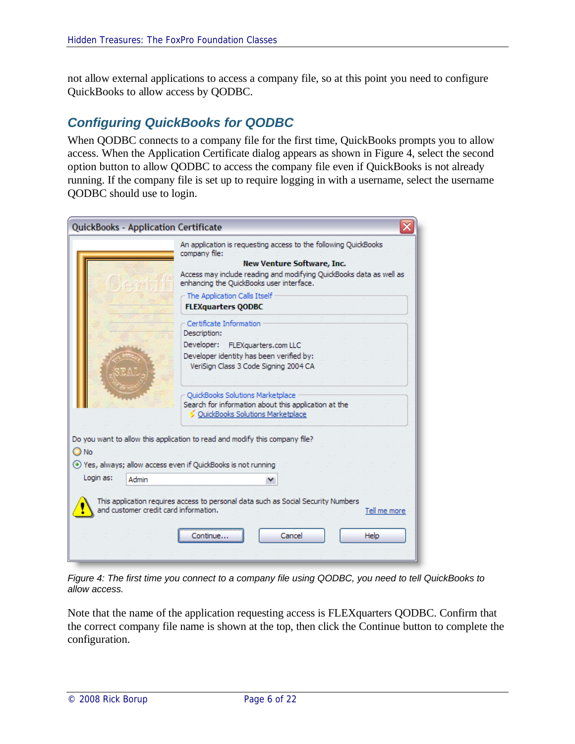not allow external applications to access a company file, so at this point you need to configure QuickBooks to allow access by QODBC.

## Configuring QuickBooks for QODBC

When QODBC connects to a company file for the first time, QuickBooks prompts you to allow access. When the Application Certificate dialog appears as shown in Figure 4, select the second option button to allow QODBC to access the company file even if QuickBooks is not already running. If the company file is set up to require logging in with a username, select the username QODBC should use to login.

*Figure 4: The first time you connect to a company file using QODBC, you need to tell QuickBooks to allow access.*

Note that the name of the application requesting access is FLEXquarters QODBC. Confirm that the correct company file name is shown at the top, then click the Continue button to complete the configuration.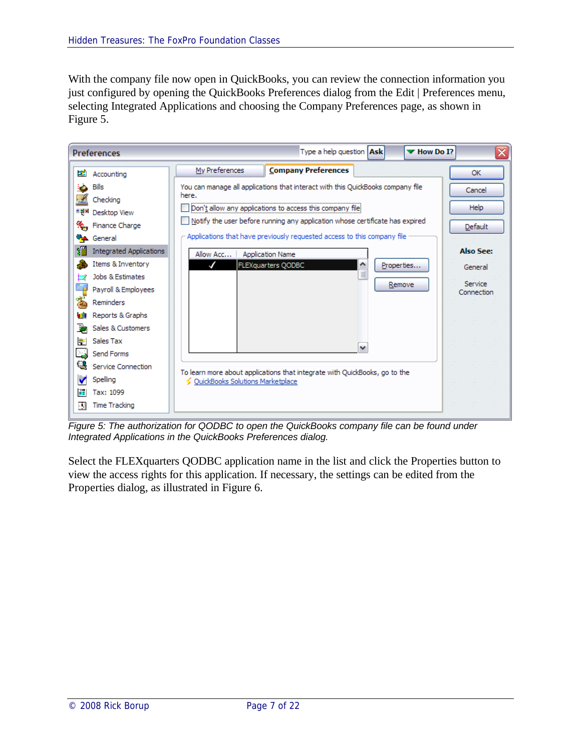With the company file now open in QuickBooks, you can review the connection information you just configured by opening the QuickBooks Preferences dialog from the Edit | Preferences menu, selecting Integrated Applications and choosing the Company Preferences page, as shown in Figure 5.

*Figure 5: The authorization for QODBC to open the QuickBooks company file can be found under Integrated Applications in the QuickBooks Preferences dialog.*

Select the FLEXquarters QODBC application name in the list and click the Properties button to view the access rights for this application. If necessary, the settings can be edited from the Properties dialog, as illustrated in Figure 6.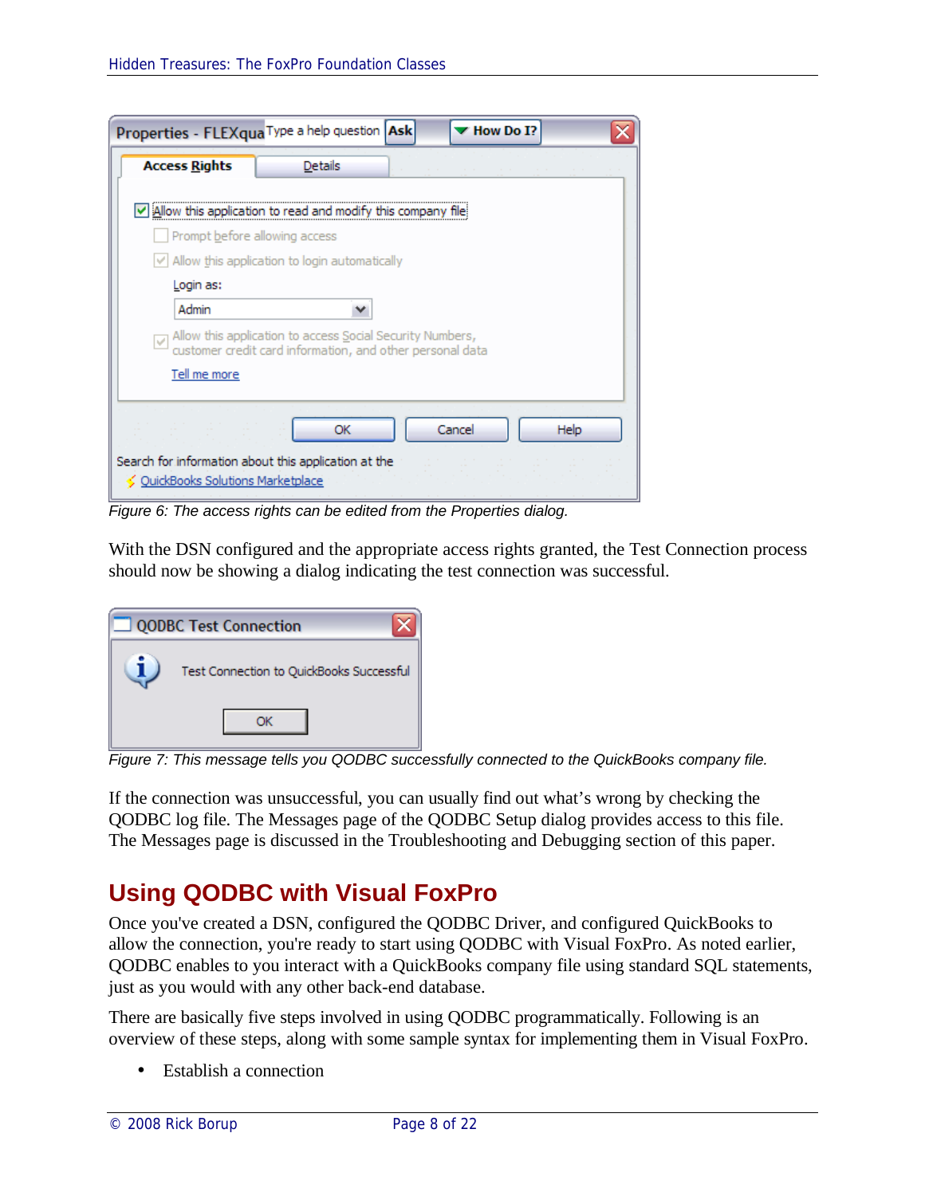*Figure 6: The access rights can be edited from the Properties dialog.*

With the DSN configured and the appropriate access rights granted, the Test Connection process should now be showing a dialog indicating the test connection was successful.

*Figure 7: This message tells you QODBC successfully connected to the QuickBooks company file.*

If the connection was unsuccessful, you can usually find out what's wrong by checking the QODBC log file. The Messages page of the QODBC Setup dialog provides access to this file. The Messages page is discussed in the Troubleshooting and Debugging section of this paper.

## Using QODBC with Visual FoxPro

Once you've created a DSN, configured the QODBC Driver, and configured QuickBooks to allow the connection, you're ready to start using QODBC with Visual FoxPro. As noted earlier, QODBC enables to you interact with a QuickBooks company file using standard SQL statements, just as you would with any other back-end database.

There are basically five steps involved in using QODBC programmatically. Following is an overview of these steps, along with some sample syntax for implementing them in Visual FoxPro.

- Establish a connection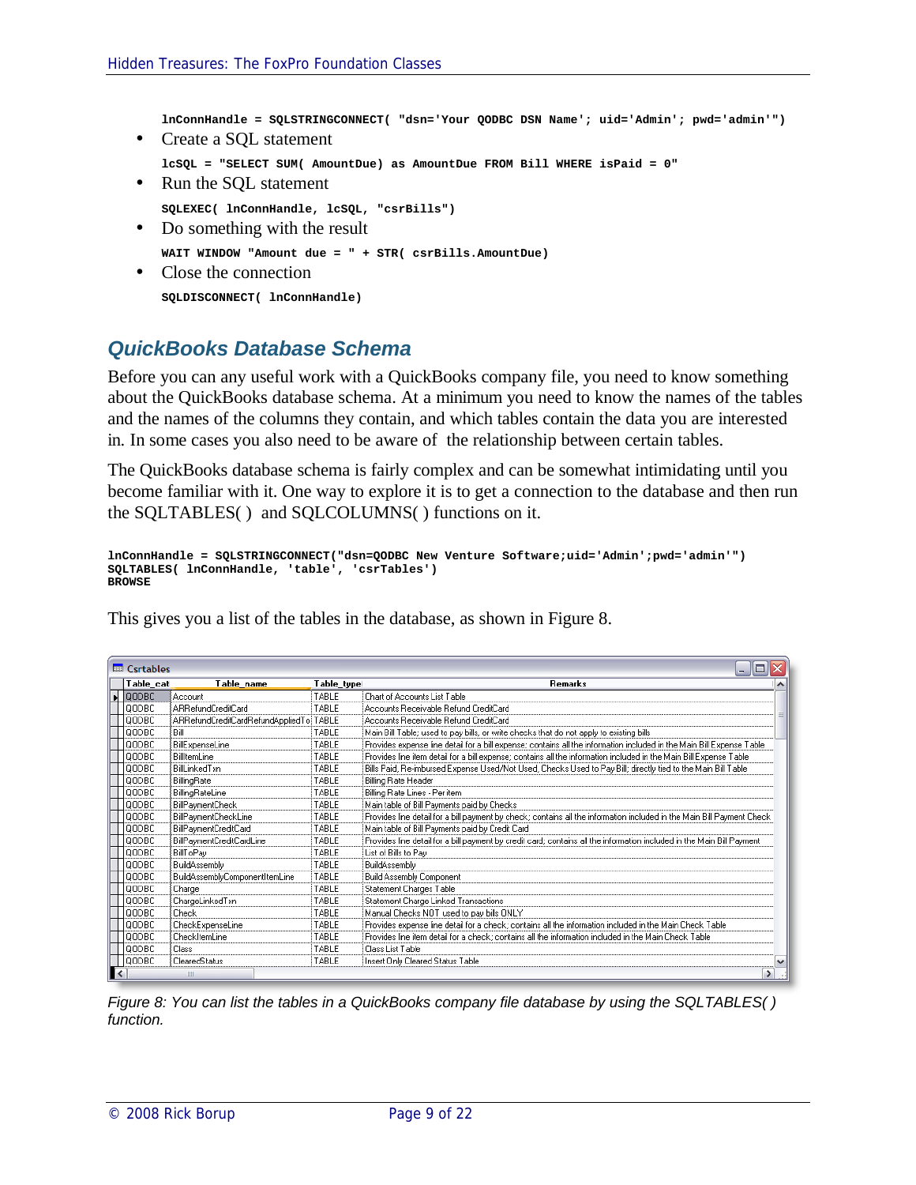```
lnConnHandle = SQLSTRINGCONNECT( "dsn='Your QODBC DSN Name'; uid='Admin'; pwd='admin'")
```

- Create a SQL statement

```
lcSQL = "SELECT SUM( AmountDue) as AmountDue FROM Bill WHERE isPaid = 0"
```

- Run the SQL statement

```
SQLEXEC( lnConnHandle, lcSQL, "csrBills")
```

- Do something with the result

```
WAIT WINDOW "Amount due = " + STR( csrBills.AmountDue)
```

- Close the connection

```
SQLDISCONNECT( lnConnHandle)
```

## QuickBooks Database Schema

Before you can any useful work with a QuickBooks company file, you need to know something about the QuickBooks database schema. At a minimum you need to know the names of the tables and the names of the columns they contain, and which tables contain the data you are interested in. In some cases you also need to be aware of the relationship between certain tables.

The QuickBooks database schema is fairly complex and can be somewhat intimidating until you become familiar with it. One way to explore it is to get a connection to the database and then run the SQLTABLES( ) and SQLCOLUMNS( ) functions on it.

```
lnConnHandle = SQLSTRINGCONNECT("dsn=QODBC New Venture Software;uid='Admin';pwd='admin'")
SQLTABLES( lnConnHandle, 'table', 'csrTables')
BROWSE
```

This gives you a list of the tables in the database, as shown in Figure 8.

| Table_cat | Table_name | Table_type | Remarks |
|---|---|---|---|
| QODBC | Account | TABLE | Chart of Accounts List Table |
| QODBC | ARRefundCreditCard | TABLE | Accounts Receivable Refund CreditCard |
| QODBC | ARRefundCreditCardRefundAppliedTo | TABLE | Accounts Receivable Refund CreditCard |
| QODBC | Bill | TABLE | Main Bill Table; used to pay bills, or write checks that do not apply to existing bills |
| QODBC | BillExpenseLine | TABLE | Provides expense line detail for a bill expense; contains all the information included in the Main Bill Expense Table |
| QODBC | BillItemLine | TABLE | Provides line item detail for a bill expense; contains all the information included in the Main Bill Expense Table |
| QODBC | BillLinkedTxn | TABLE | Bills Paid, Re-imbursed Expense Used/Not Used, Checks Used to Pay Bill; directly tied to the Main Bill Table |
| QODBC | BillingRate | TABLE | Billing Rate Header |
| QODBC | BillingRateLine | TABLE | Billing Rate Lines - Per item |
| QODBC | BillPaymentCheck | TABLE | Main table of Bill Payments paid by Checks |
| QODBC | BillPaymentCheckLine | TABLE | Provides line detail for a bill payment by check; contains all the information included in the Main Bill Payment Check |
| QODBC | BillPaymentCreditCard | TABLE | Main table of Bill Payments paid by Credit Card |
| QODBC | BillPaymentCreditCardLine | TABLE | Provides line detail for a bill payment by credit card; contains all the information included in the Main Bill Payment |
| QODBC | BillToPay | TABLE | List of Bills to Pay |
| QODBC | BuildAssembly | TABLE | BuildAssembly |
| QODBC | BuildAssemblyComponentItemLine | TABLE | Build Assembly Component |
| QODBC | Charge | TABLE | Statement Charges Table |
| QODBC | ChargeLinkedTxn | TABLE | Statement Charge Linked Transactions |
| QODBC | Check | TABLE | Manual Checks NOT used to pay bills ONLY |
| QODBC | CheckExpenseLine | TABLE | Provides expense line detail for a check; contains all the information included in the Main Check Table |
| QODBC | CheckItemLine | TABLE | Provides line item detail for a check; contains all the information included in the Main Check Table |
| QODBC | Class | TABLE | Class List Table |
| QODBC | ClearedStatus | TABLE | Insert Only Cleared Status Table |

*Figure 8: You can list the tables in a QuickBooks company file database by using the SQLTABLES( ) function.*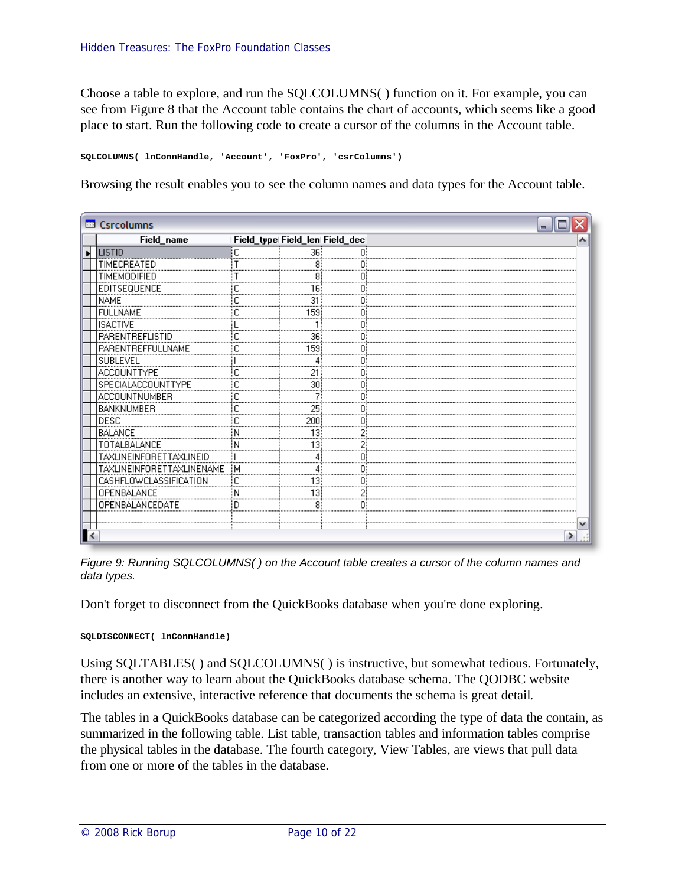Choose a table to explore, and run the SQLCOLUMNS( ) function on it. For example, you can see from Figure 8 that the Account table contains the chart of accounts, which seems like a good place to start. Run the following code to create a cursor of the columns in the Account table.

```
SQLCOLUMNS( lnConnHandle, 'Account', 'FoxPro', 'csrColumns')
```

Browsing the result enables you to see the column names and data types for the Account table.

| Field_name | Field_type | Field_len | Field_dec |
|---|---|---|---|
| LISTID | C | 36 | 0 |
| TIMECREATED | T | 8 | 0 |
| TIMEMODIFIED | T | 8 | 0 |
| EDITSEQUENCE | C | 16 | 0 |
| NAME | C | 31 | 0 |
| FULLNAME | C | 159 | 0 |
| ISACTIVE | L | 1 | 0 |
| PARENTREFLISTID | C | 36 | 0 |
| PARENTREFFULLNAME | C | 159 | 0 |
| SUBLEVEL | I | 4 | 0 |
| ACCOUNTTYPE | C | 21 | 0 |
| SPECIALACCOUNTTYPE | C | 30 | 0 |
| ACCOUNTNUMBER | C | 7 | 0 |
| BANKNUMBER | C | 25 | 0 |
| DESC | C | 200 | 0 |
| BALANCE | N | 13 | 2 |
| TOTALBALANCE | N | 13 | 2 |
| TAXLINEINFORETTAXLINEID | I | 4 | 0 |
| TAXLINEINFORETTAXLINENAME | M | 4 | 0 |
| CASHFLOWCLASSIFICATION | C | 13 | 0 |
| OPENBALANCE | N | 13 | 2 |
| OPENBALANCEDATE | D | 8 | 0 |

*Figure 9: Running SQLCOLUMNS( ) on the Account table creates a cursor of the column names and data types.*

Don't forget to disconnect from the QuickBooks database when you're done exploring.

```
SQLDISCONNECT( lnConnHandle)
```

Using SQLTABLES( ) and SQLCOLUMNS( ) is instructive, but somewhat tedious. Fortunately, there is another way to learn about the QuickBooks database schema. The QODBC website includes an extensive, interactive reference that documents the schema is great detail.

The tables in a QuickBooks database can be categorized according the type of data the contain, as summarized in the following table. List table, transaction tables and information tables comprise the physical tables in the database. The fourth category, View Tables, are views that pull data from one or more of the tables in the database.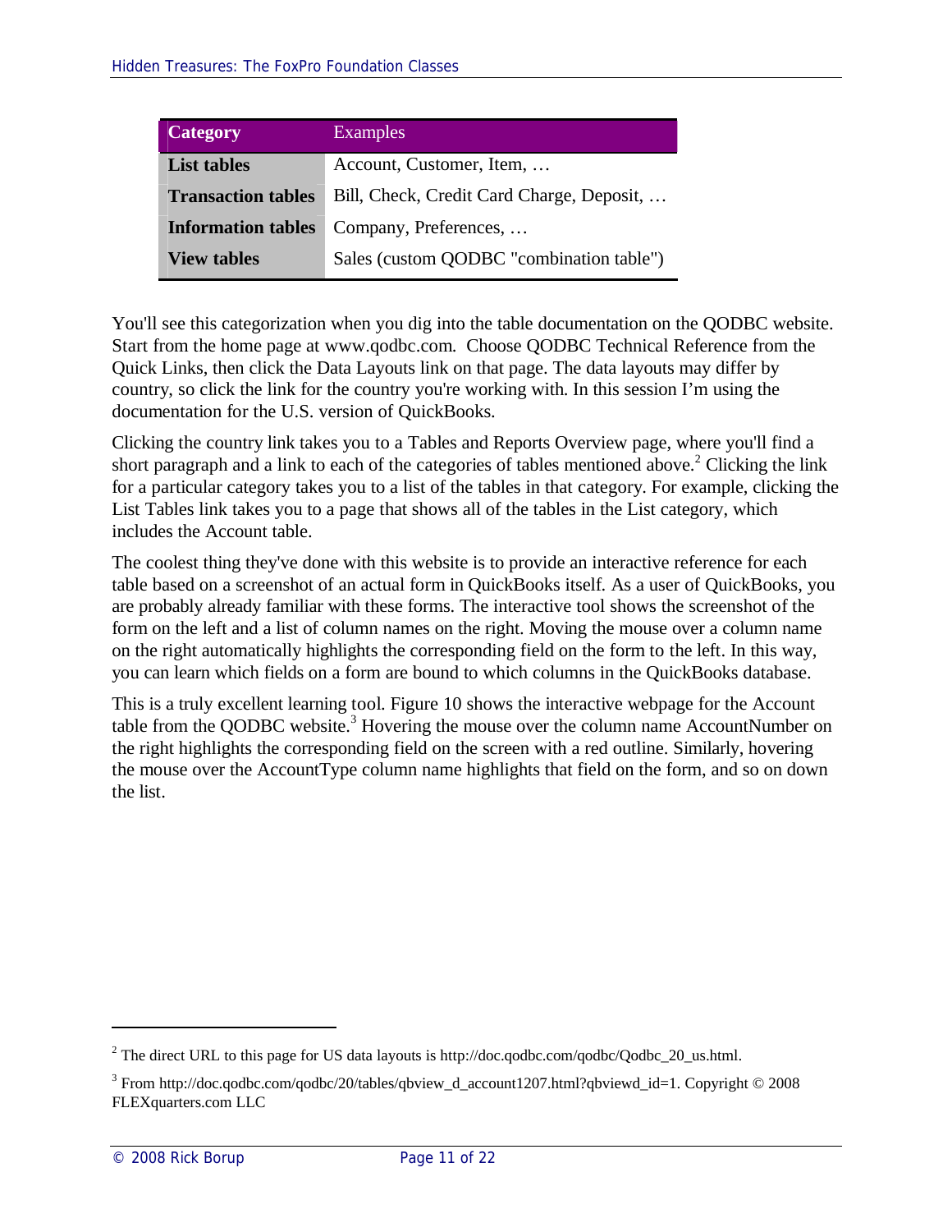| Category | Examples |
| --- | --- |
| **List tables** | Account, Customer, Item, … |
| **Transaction tables** | Bill, Check, Credit Card Charge, Deposit, … |
| **Information tables** | Company, Preferences, … |
| **View tables** | Sales (custom QODBC "combination table") |

You'll see this categorization when you dig into the table documentation on the QODBC website. Start from the home page at www.qodbc.com. Choose QODBC Technical Reference from the Quick Links, then click the Data Layouts link on that page. The data layouts may differ by country, so click the link for the country you're working with. In this session I'm using the documentation for the U.S. version of QuickBooks.

Clicking the country link takes you to a Tables and Reports Overview page, where you'll find a short paragraph and a link to each of the categories of tables mentioned above.[2] Clicking the link for a particular category takes you to a list of the tables in that category. For example, clicking the List Tables link takes you to a page that shows all of the tables in the List category, which includes the Account table.

The coolest thing they've done with this website is to provide an interactive reference for each table based on a screenshot of an actual form in QuickBooks itself. As a user of QuickBooks, you are probably already familiar with these forms. The interactive tool shows the screenshot of the form on the left and a list of column names on the right. Moving the mouse over a column name on the right automatically highlights the corresponding field on the form to the left. In this way, you can learn which fields on a form are bound to which columns in the QuickBooks database.

This is a truly excellent learning tool. Figure 10 shows the interactive webpage for the Account table from the QODBC website.[3] Hovering the mouse over the column name AccountNumber on the right highlights the corresponding field on the screen with a red outline. Similarly, hovering the mouse over the AccountType column name highlights that field on the form, and so on down the list.

---

[2] The direct URL to this page for US data layouts is http://doc.qodbc.com/qodbc/Qodbc_20_us.html.

[3] From http://doc.qodbc.com/qodbc/20/tables/qbview_d_account1207.html?qbviewd_id=1. Copyright © 2008 FLEXquarters.com LLC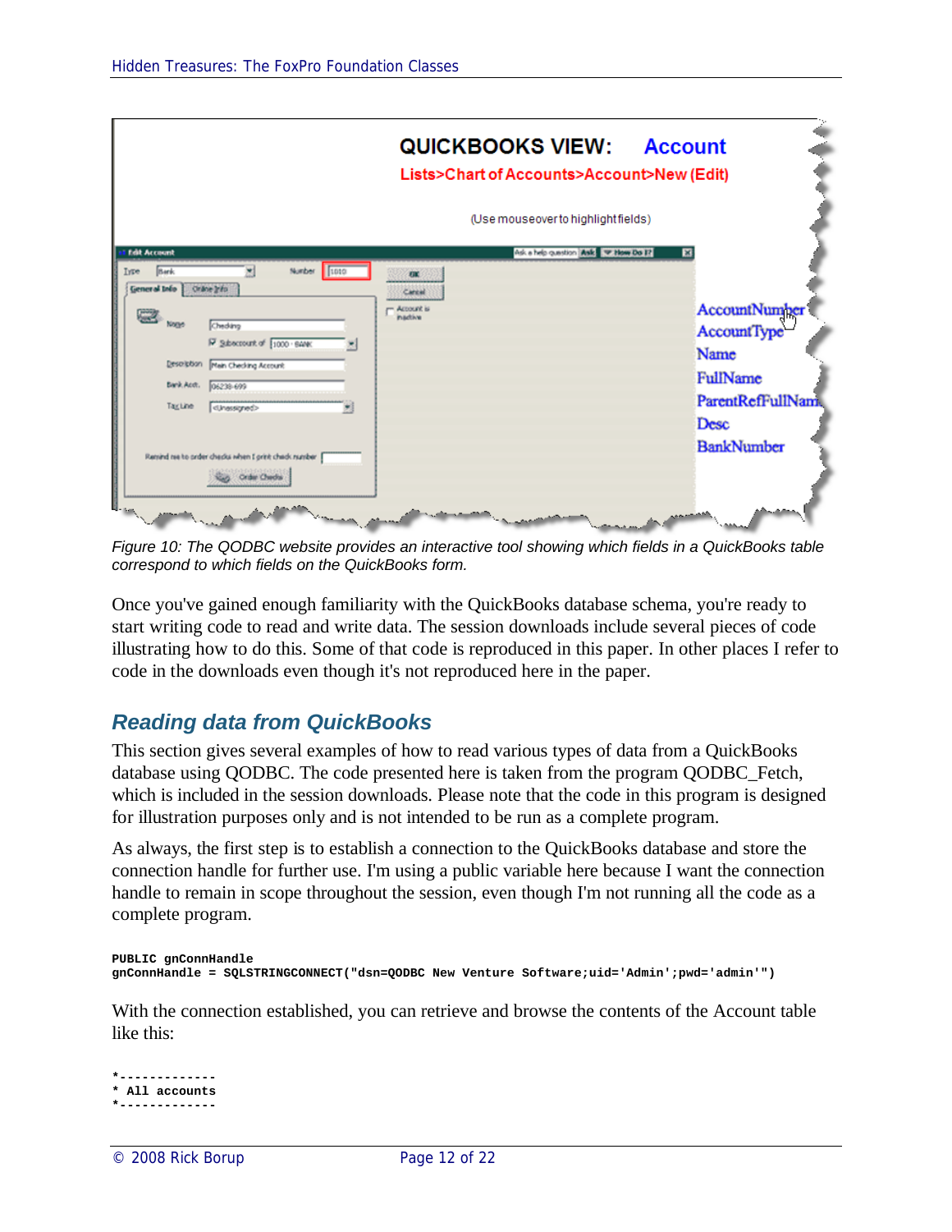Figure 10: The QODBC website provides an interactive tool showing which fields in a QuickBooks table correspond to which fields on the QuickBooks form.

Once you've gained enough familiarity with the QuickBooks database schema, you're ready to start writing code to read and write data. The session downloads include several pieces of code illustrating how to do this. Some of that code is reproduced in this paper. In other places I refer to code in the downloads even though it's not reproduced here in the paper.

## Reading data from QuickBooks

This section gives several examples of how to read various types of data from a QuickBooks database using QODBC. The code presented here is taken from the program QODBC_Fetch, which is included in the session downloads. Please note that the code in this program is designed for illustration purposes only and is not intended to be run as a complete program.

As always, the first step is to establish a connection to the QuickBooks database and store the connection handle for further use. I'm using a public variable here because I want the connection handle to remain in scope throughout the session, even though I'm not running all the code as a complete program.

```
PUBLIC gnConnHandle
gnConnHandle = SQLSTRINGCONNECT("dsn=QODBC New Venture Software;uid='Admin';pwd='admin'")
```

With the connection established, you can retrieve and browse the contents of the Account table like this:

```
*------------
* All accounts
*------------
```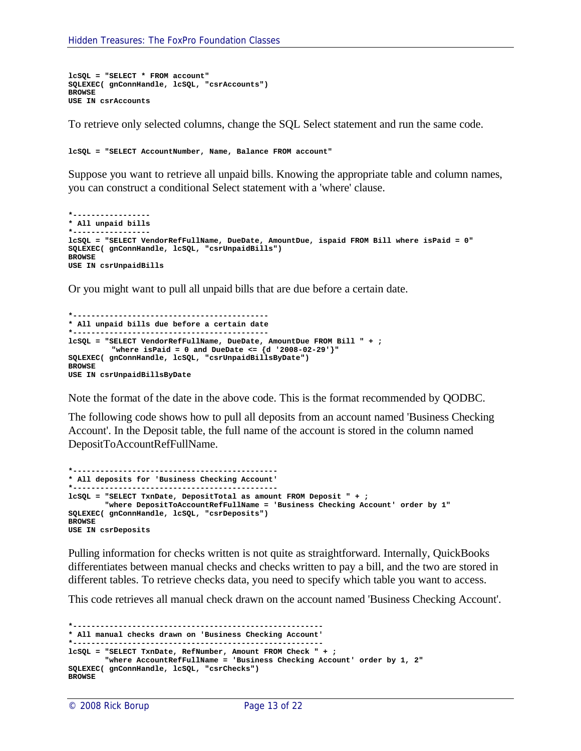```
lcSQL = "SELECT * FROM account"
SQLEXEC( gnConnHandle, lcSQL, "csrAccounts")
BROWSE
USE IN csrAccounts
```

To retrieve only selected columns, change the SQL Select statement and run the same code.

```
lcSQL = "SELECT AccountNumber, Name, Balance FROM account"
```

Suppose you want to retrieve all unpaid bills. Knowing the appropriate table and column names, you can construct a conditional Select statement with a 'where' clause.

```
*-----------------
* All unpaid bills
*-----------------
lcSQL = "SELECT VendorRefFullName, DueDate, AmountDue, ispaid FROM Bill where isPaid = 0"
SQLEXEC( gnConnHandle, lcSQL, "csrUnpaidBills")
BROWSE
USE IN csrUnpaidBills
```

Or you might want to pull all unpaid bills that are due before a certain date.

```
*-------------------------------------------
* All unpaid bills due before a certain date
*-------------------------------------------
lcSQL = "SELECT VendorRefFullName, DueDate, AmountDue FROM Bill " + ;
         "where isPaid = 0 and DueDate <= {d '2008-02-29'}"
SQLEXEC( gnConnHandle, lcSQL, "csrUnpaidBillsByDate")
BROWSE
USE IN csrUnpaidBillsByDate
```

Note the format of the date in the above code. This is the format recommended by QODBC.

The following code shows how to pull all deposits from an account named 'Business Checking Account'. In the Deposit table, the full name of the account is stored in the column named DepositToAccountRefFullName.

```
*--------------------------------------------
* All deposits for 'Business Checking Account'
*--------------------------------------------
lcSQL = "SELECT TxnDate, DepositTotal as amount FROM Deposit " + ;
        "where DepositToAccountRefFullName = 'Business Checking Account' order by 1"
SQLEXEC( gnConnHandle, lcSQL, "csrDeposits")
BROWSE
USE IN csrDeposits
```

Pulling information for checks written is not quite as straightforward. Internally, QuickBooks differentiates between manual checks and checks written to pay a bill, and the two are stored in different tables. To retrieve checks data, you need to specify which table you want to access.

This code retrieves all manual check drawn on the account named 'Business Checking Account'.

```
*------------------------------------------------------
* All manual checks drawn on 'Business Checking Account'
*------------------------------------------------------
lcSQL = "SELECT TxnDate, RefNumber, Amount FROM Check " + ;
        "where AccountRefFullName = 'Business Checking Account' order by 1, 2"
SQLEXEC( gnConnHandle, lcSQL, "csrChecks")
BROWSE
```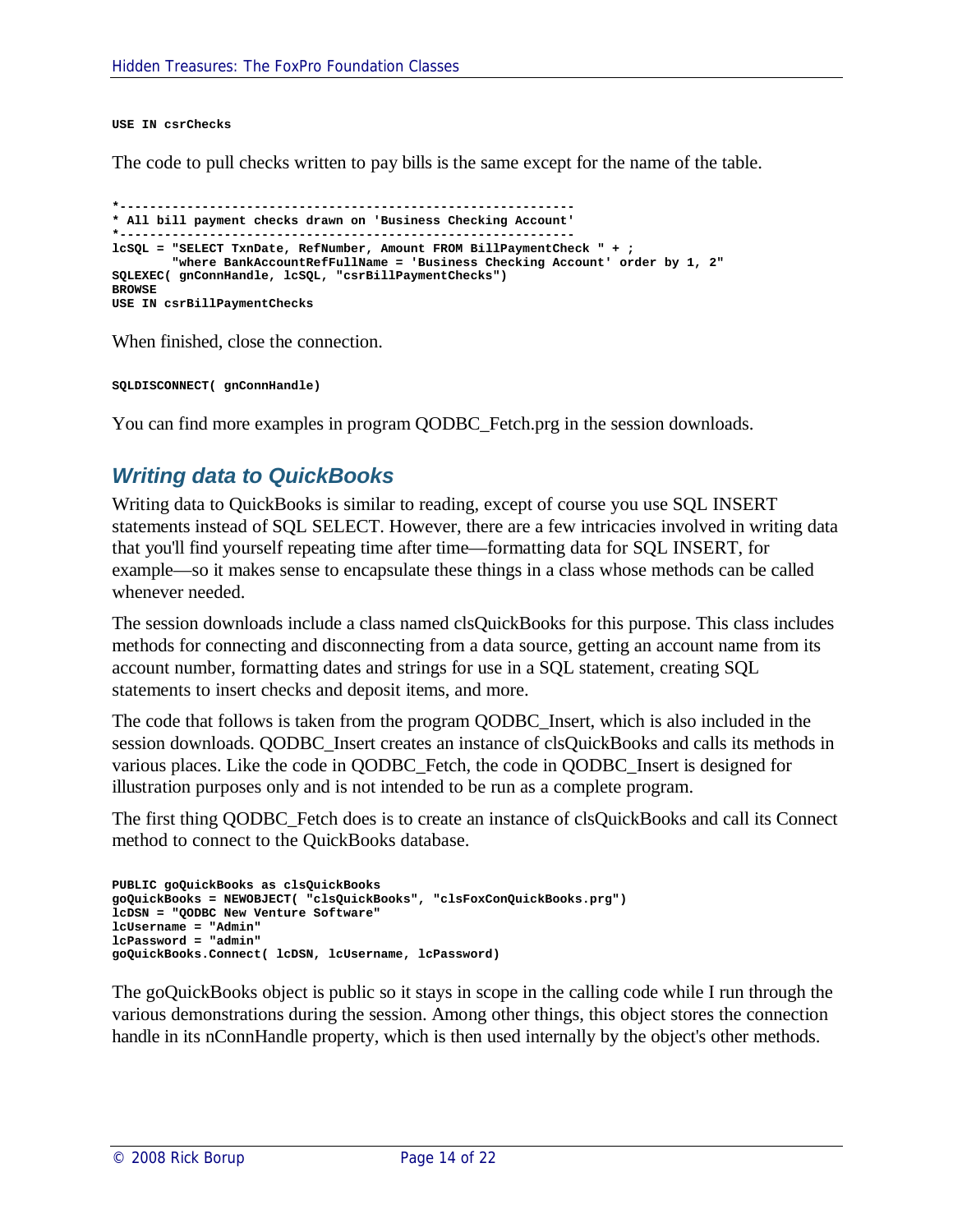```
USE IN csrChecks
```

The code to pull checks written to pay bills is the same except for the name of the table.

```
*-------------------------------------------------------------
* All bill payment checks drawn on 'Business Checking Account'
*-------------------------------------------------------------
lcSQL = "SELECT TxnDate, RefNumber, Amount FROM BillPaymentCheck " + ;
        "where BankAccountRefFullName = 'Business Checking Account' order by 1, 2"
SQLEXEC( gnConnHandle, lcSQL, "csrBillPaymentChecks")
BROWSE
USE IN csrBillPaymentChecks
```

When finished, close the connection.

```
SQLDISCONNECT( gnConnHandle)
```

You can find more examples in program QODBC_Fetch.prg in the session downloads.

## *Writing data to QuickBooks*

Writing data to QuickBooks is similar to reading, except of course you use SQL INSERT statements instead of SQL SELECT. However, there are a few intricacies involved in writing data that you'll find yourself repeating time after time—formatting data for SQL INSERT, for example—so it makes sense to encapsulate these things in a class whose methods can be called whenever needed.

The session downloads include a class named clsQuickBooks for this purpose. This class includes methods for connecting and disconnecting from a data source, getting an account name from its account number, formatting dates and strings for use in a SQL statement, creating SQL statements to insert checks and deposit items, and more.

The code that follows is taken from the program QODBC_Insert, which is also included in the session downloads. QODBC_Insert creates an instance of clsQuickBooks and calls its methods in various places. Like the code in QODBC_Fetch, the code in QODBC_Insert is designed for illustration purposes only and is not intended to be run as a complete program.

The first thing QODBC_Fetch does is to create an instance of clsQuickBooks and call its Connect method to connect to the QuickBooks database.

```
PUBLIC goQuickBooks as clsQuickBooks
goQuickBooks = NEWOBJECT( "clsQuickBooks", "clsFoxConQuickBooks.prg")
lcDSN = "QODBC New Venture Software"
lcUsername = "Admin"
lcPassword = "admin"
goQuickBooks.Connect( lcDSN, lcUsername, lcPassword)
```

The goQuickBooks object is public so it stays in scope in the calling code while I run through the various demonstrations during the session. Among other things, this object stores the connection handle in its nConnHandle property, which is then used internally by the object's other methods.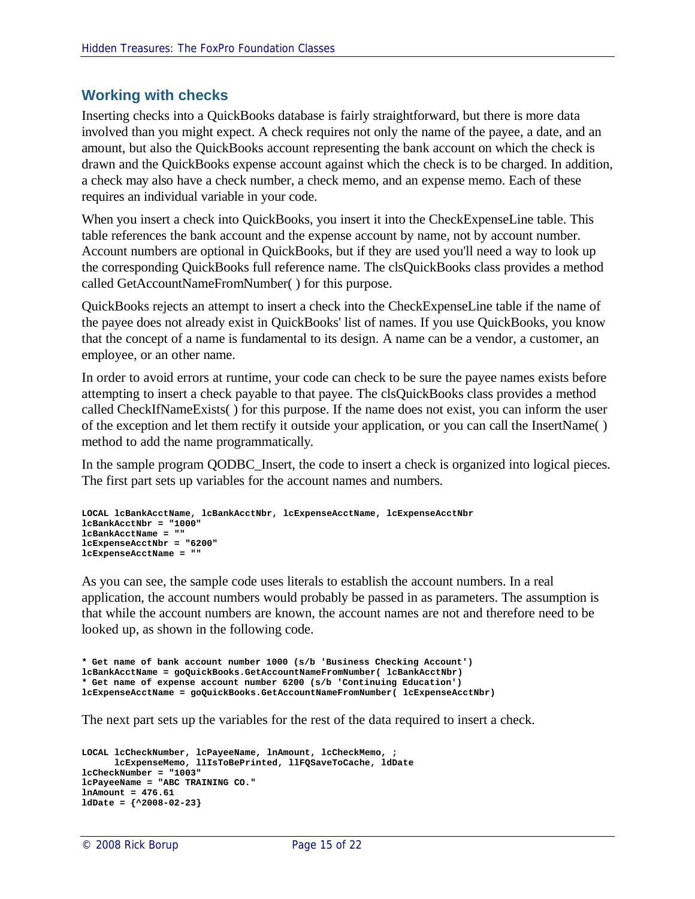## Working with checks

Inserting checks into a QuickBooks database is fairly straightforward, but there is more data involved than you might expect. A check requires not only the name of the payee, a date, and an amount, but also the QuickBooks account representing the bank account on which the check is drawn and the QuickBooks expense account against which the check is to be charged. In addition, a check may also have a check number, a check memo, and an expense memo. Each of these requires an individual variable in your code.

When you insert a check into QuickBooks, you insert it into the CheckExpenseLine table. This table references the bank account and the expense account by name, not by account number. Account numbers are optional in QuickBooks, but if they are used you'll need a way to look up the corresponding QuickBooks full reference name. The clsQuickBooks class provides a method called GetAccountNameFromNumber( ) for this purpose.

QuickBooks rejects an attempt to insert a check into the CheckExpenseLine table if the name of the payee does not already exist in QuickBooks' list of names. If you use QuickBooks, you know that the concept of a name is fundamental to its design. A name can be a vendor, a customer, an employee, or an other name.

In order to avoid errors at runtime, your code can check to be sure the payee names exists before attempting to insert a check payable to that payee. The clsQuickBooks class provides a method called CheckIfNameExists( ) for this purpose. If the name does not exist, you can inform the user of the exception and let them rectify it outside your application, or you can call the InsertName( ) method to add the name programmatically.

In the sample program QODBC_Insert, the code to insert a check is organized into logical pieces. The first part sets up variables for the account names and numbers.

```
LOCAL lcBankAcctName, lcBankAcctNbr, lcExpenseAcctName, lcExpenseAcctNbr
lcBankAcctNbr = "1000"
lcBankAcctName = ""
lcExpenseAcctNbr = "6200"
lcExpenseAcctName = ""
```

As you can see, the sample code uses literals to establish the account numbers. In a real application, the account numbers would probably be passed in as parameters. The assumption is that while the account numbers are known, the account names are not and therefore need to be looked up, as shown in the following code.

```
* Get name of bank account number 1000 (s/b 'Business Checking Account')
lcBankAcctName = goQuickBooks.GetAccountNameFromNumber( lcBankAcctNbr)
* Get name of expense account number 6200 (s/b 'Continuing Education')
lcExpenseAcctName = goQuickBooks.GetAccountNameFromNumber( lcExpenseAcctNbr)
```

The next part sets up the variables for the rest of the data required to insert a check.

```
LOCAL lcCheckNumber, lcPayeeName, lnAmount, lcCheckMemo, ;
      lcExpenseMemo, llIsToBePrinted, llFQSaveToCache, ldDate
lcCheckNumber = "1003"
lcPayeeName = "ABC TRAINING CO."
lnAmount = 476.61
ldDate = {^2008-02-23}
```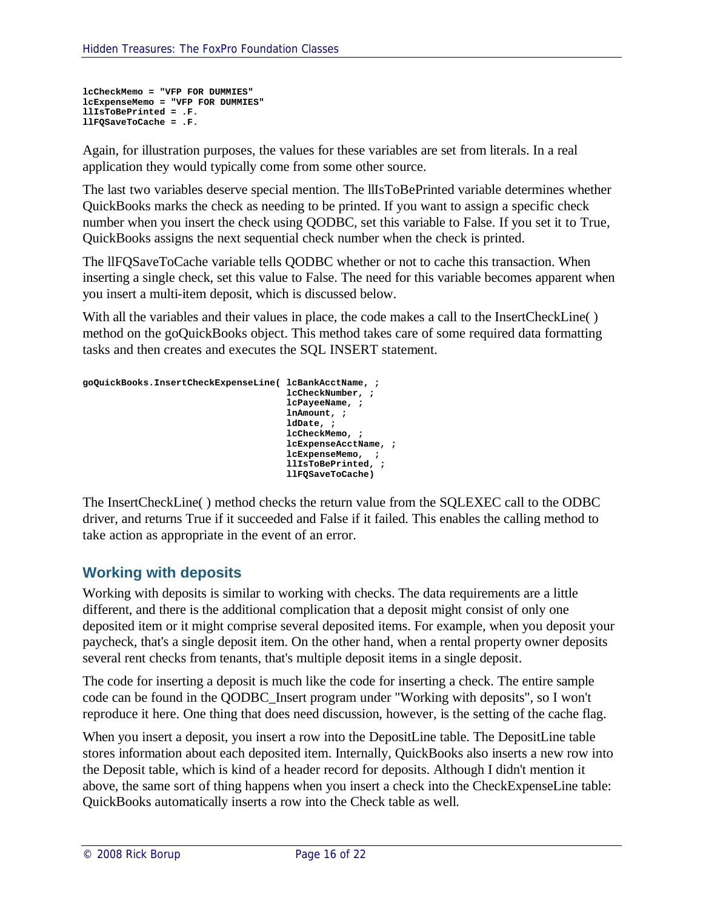```
lcCheckMemo = "VFP FOR DUMMIES"
lcExpenseMemo = "VFP FOR DUMMIES"
llIsToBePrinted = .F.
llFQSaveToCache = .F.
```

Again, for illustration purposes, the values for these variables are set from literals. In a real application they would typically come from some other source.

The last two variables deserve special mention. The llIsToBePrinted variable determines whether QuickBooks marks the check as needing to be printed. If you want to assign a specific check number when you insert the check using QODBC, set this variable to False. If you set it to True, QuickBooks assigns the next sequential check number when the check is printed.

The llFQSaveToCache variable tells QODBC whether or not to cache this transaction. When inserting a single check, set this value to False. The need for this variable becomes apparent when you insert a multi-item deposit, which is discussed below.

With all the variables and their values in place, the code makes a call to the InsertCheckLine( ) method on the goQuickBooks object. This method takes care of some required data formatting tasks and then creates and executes the SQL INSERT statement.

```
goQuickBooks.InsertCheckExpenseLine( lcBankAcctName, ;
                                     lcCheckNumber, ;
                                     lcPayeeName, ;
                                     lnAmount, ;
                                     ldDate, ;
                                     lcCheckMemo, ;
                                     lcExpenseAcctName, ;
                                     lcExpenseMemo,  ;
                                     llIsToBePrinted, ;
                                     llFQSaveToCache)
```

The InsertCheckLine( ) method checks the return value from the SQLEXEC call to the ODBC driver, and returns True if it succeeded and False if it failed. This enables the calling method to take action as appropriate in the event of an error.

## Working with deposits

Working with deposits is similar to working with checks. The data requirements are a little different, and there is the additional complication that a deposit might consist of only one deposited item or it might comprise several deposited items. For example, when you deposit your paycheck, that's a single deposit item. On the other hand, when a rental property owner deposits several rent checks from tenants, that's multiple deposit items in a single deposit.

The code for inserting a deposit is much like the code for inserting a check. The entire sample code can be found in the QODBC_Insert program under "Working with deposits", so I won't reproduce it here. One thing that does need discussion, however, is the setting of the cache flag.

When you insert a deposit, you insert a row into the DepositLine table. The DepositLine table stores information about each deposited item. Internally, QuickBooks also inserts a new row into the Deposit table, which is kind of a header record for deposits. Although I didn't mention it above, the same sort of thing happens when you insert a check into the CheckExpenseLine table: QuickBooks automatically inserts a row into the Check table as well.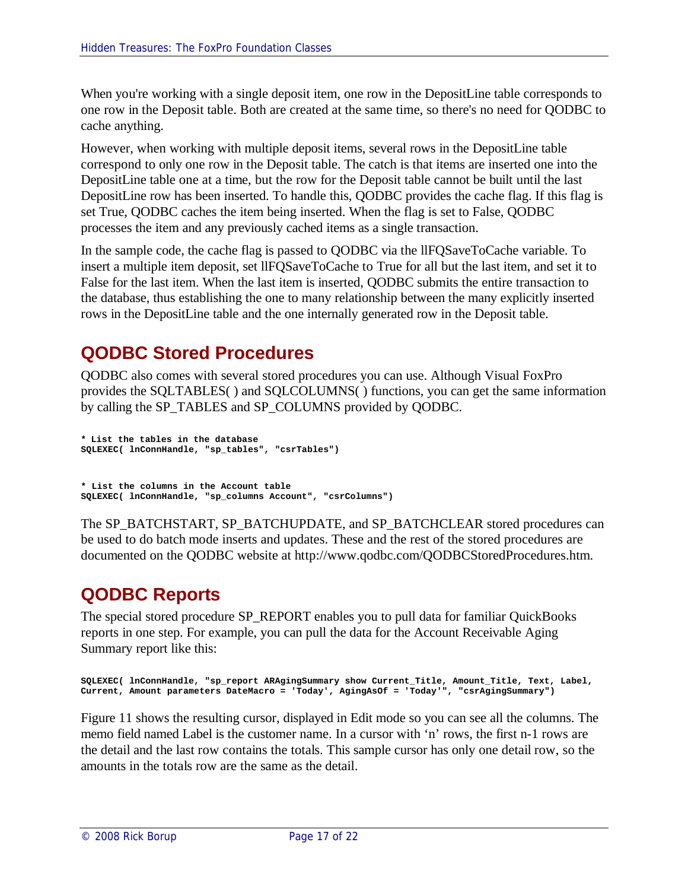When you're working with a single deposit item, one row in the DepositLine table corresponds to one row in the Deposit table. Both are created at the same time, so there's no need for QODBC to cache anything.

However, when working with multiple deposit items, several rows in the DepositLine table correspond to only one row in the Deposit table. The catch is that items are inserted one into the DepositLine table one at a time, but the row for the Deposit table cannot be built until the last DepositLine row has been inserted. To handle this, QODBC provides the cache flag. If this flag is set True, QODBC caches the item being inserted. When the flag is set to False, QODBC processes the item and any previously cached items as a single transaction.

In the sample code, the cache flag is passed to QODBC via the llFQSaveToCache variable. To insert a multiple item deposit, set llFQSaveToCache to True for all but the last item, and set it to False for the last item. When the last item is inserted, QODBC submits the entire transaction to the database, thus establishing the one to many relationship between the many explicitly inserted rows in the DepositLine table and the one internally generated row in the Deposit table.

## QODBC Stored Procedures

QODBC also comes with several stored procedures you can use. Although Visual FoxPro provides the SQLTABLES( ) and SQLCOLUMNS( ) functions, you can get the same information by calling the SP_TABLES and SP_COLUMNS provided by QODBC.

```
* List the tables in the database
SQLEXEC( lnConnHandle, "sp_tables", "csrTables")


* List the columns in the Account table
SQLEXEC( lnConnHandle, "sp_columns Account", "csrColumns")
```

The SP_BATCHSTART, SP_BATCHUPDATE, and SP_BATCHCLEAR stored procedures can be used to do batch mode inserts and updates. These and the rest of the stored procedures are documented on the QODBC website at http://www.qodbc.com/QODBCStoredProcedures.htm.

## QODBC Reports

The special stored procedure SP_REPORT enables you to pull data for familiar QuickBooks reports in one step. For example, you can pull the data for the Account Receivable Aging Summary report like this:

```
SQLEXEC( lnConnHandle, "sp_report ARAgingSummary show Current_Title, Amount_Title, Text, Label,
Current, Amount parameters DateMacro = 'Today', AgingAsOf = 'Today'", "csrAgingSummary")
```

Figure 11 shows the resulting cursor, displayed in Edit mode so you can see all the columns. The memo field named Label is the customer name. In a cursor with 'n' rows, the first n-1 rows are the detail and the last row contains the totals. This sample cursor has only one detail row, so the amounts in the totals row are the same as the detail.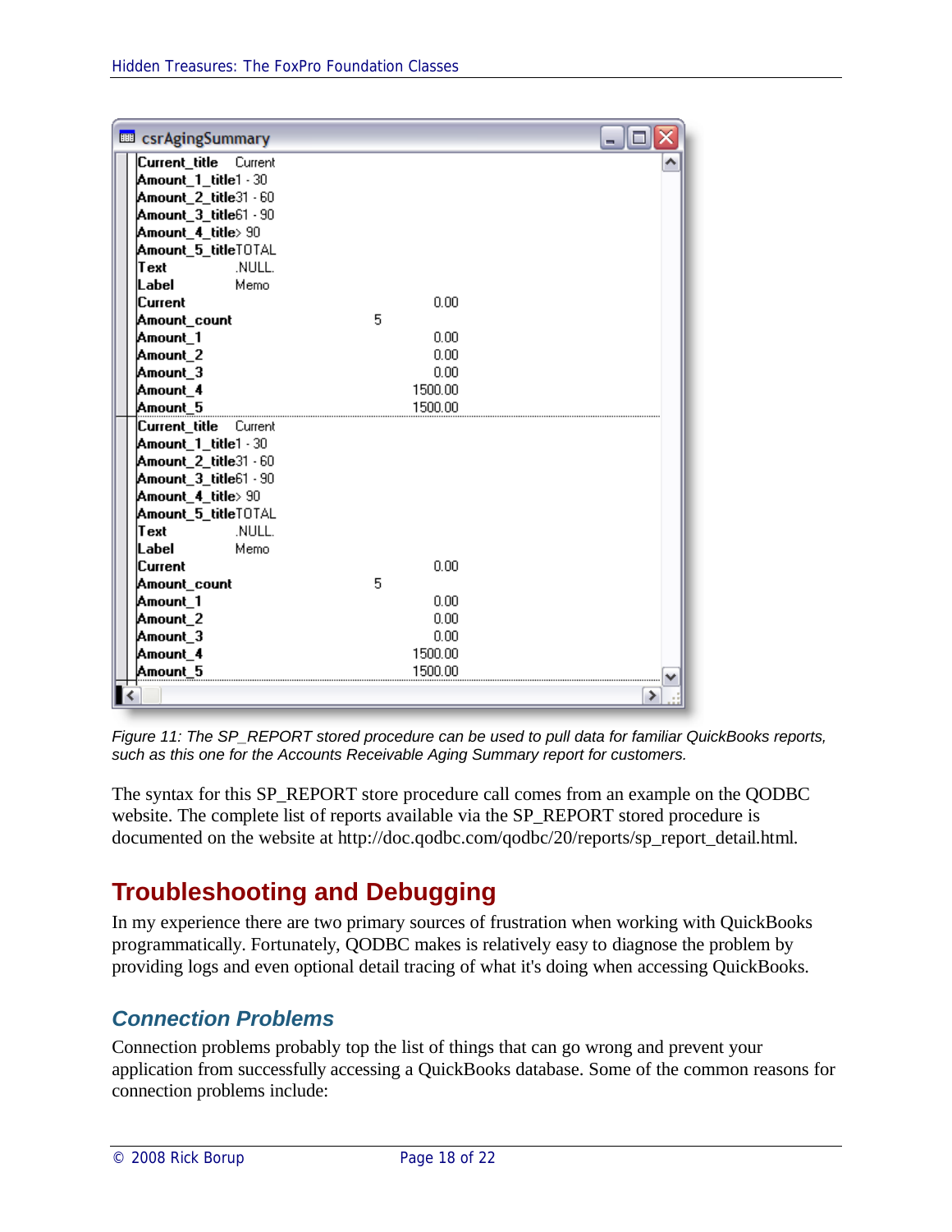```
csrAgingSummary

Current_title     Current
Amount_1_title    1 - 30
Amount_2_title    31 - 60
Amount_3_title    61 - 90
Amount_4_title    > 90
Amount_5_title    TOTAL
Text              .NULL.
Label             Memo
Current                          0.00
Amount_count              5
Amount_1                         0.00
Amount_2                         0.00
Amount_3                         0.00
Amount_4                      1500.00
Amount_5                      1500.00

Current_title     Current
Amount_1_title    1 - 30
Amount_2_title    31 - 60
Amount_3_title    61 - 90
Amount_4_title    > 90
Amount_5_title    TOTAL
Text              .NULL.
Label             Memo
Current                          0.00
Amount_count              5
Amount_1                         0.00
Amount_2                         0.00
Amount_3                         0.00
Amount_4                      1500.00
Amount_5                      1500.00
```

*Figure 11: The SP_REPORT stored procedure can be used to pull data for familiar QuickBooks reports, such as this one for the Accounts Receivable Aging Summary report for customers.*

The syntax for this SP_REPORT store procedure call comes from an example on the QODBC website. The complete list of reports available via the SP_REPORT stored procedure is documented on the website at http://doc.qodbc.com/qodbc/20/reports/sp_report_detail.html.

## Troubleshooting and Debugging

In my experience there are two primary sources of frustration when working with QuickBooks programmatically. Fortunately, QODBC makes is relatively easy to diagnose the problem by providing logs and even optional detail tracing of what it's doing when accessing QuickBooks.

### *Connection Problems*

Connection problems probably top the list of things that can go wrong and prevent your application from successfully accessing a QuickBooks database. Some of the common reasons for connection problems include: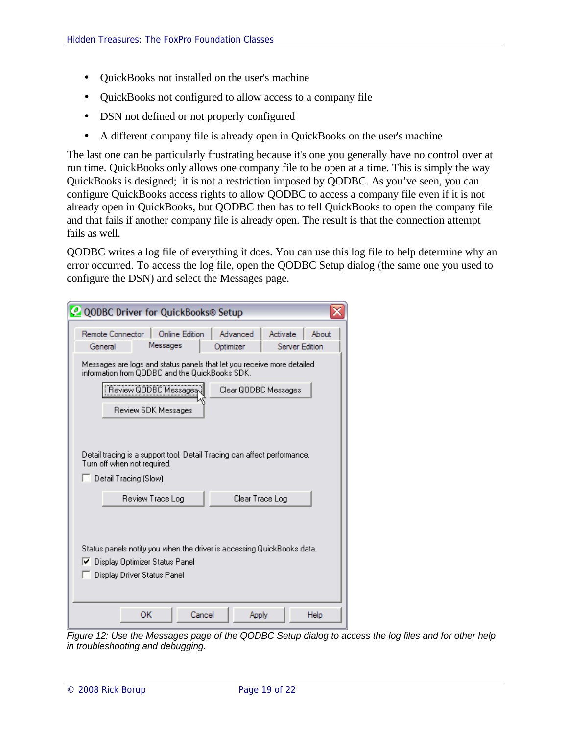- QuickBooks not installed on the user's machine
- QuickBooks not configured to allow access to a company file
- DSN not defined or not properly configured
- A different company file is already open in QuickBooks on the user's machine

The last one can be particularly frustrating because it's one you generally have no control over at run time. QuickBooks only allows one company file to be open at a time. This is simply the way QuickBooks is designed; it is not a restriction imposed by QODBC. As you've seen, you can configure QuickBooks access rights to allow QODBC to access a company file even if it is not already open in QuickBooks, but QODBC then has to tell QuickBooks to open the company file and that fails if another company file is already open. The result is that the connection attempt fails as well.

QODBC writes a log file of everything it does. You can use this log file to help determine why an error occurred. To access the log file, open the QODBC Setup dialog (the same one you used to configure the DSN) and select the Messages page.

*Figure 12: Use the Messages page of the QODBC Setup dialog to access the log files and for other help in troubleshooting and debugging.*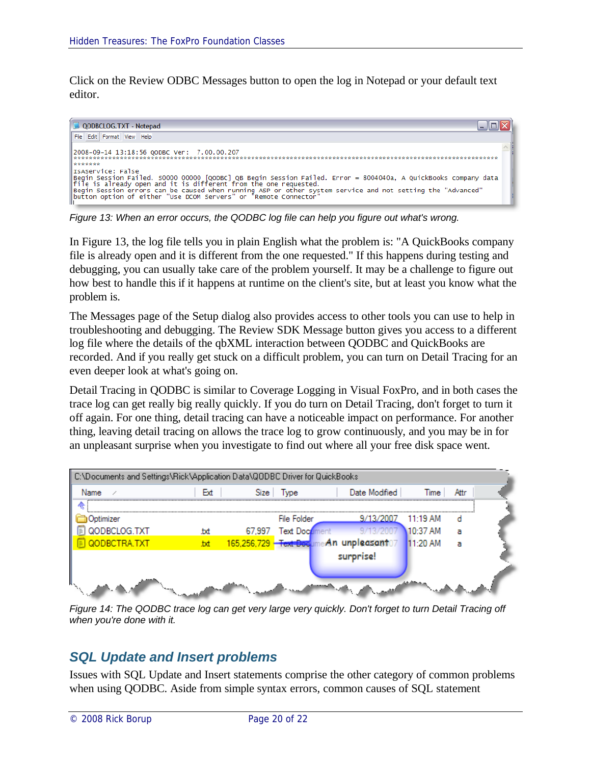Click on the Review ODBC Messages button to open the log in Notepad or your default text editor.

Figure 13: When an error occurs, the QODBC log file can help you figure out what's wrong.

In Figure 13, the log file tells you in plain English what the problem is: "A QuickBooks company file is already open and it is different from the one requested." If this happens during testing and debugging, you can usually take care of the problem yourself. It may be a challenge to figure out how best to handle this if it happens at runtime on the client's site, but at least you know what the problem is.

The Messages page of the Setup dialog also provides access to other tools you can use to help in troubleshooting and debugging. The Review SDK Message button gives you access to a different log file where the details of the qbXML interaction between QODBC and QuickBooks are recorded. And if you really get stuck on a difficult problem, you can turn on Detail Tracing for an even deeper look at what's going on.

Detail Tracing in QODBC is similar to Coverage Logging in Visual FoxPro, and in both cases the trace log can get really big really quickly. If you do turn on Detail Tracing, don't forget to turn it off again. For one thing, detail tracing can have a noticeable impact on performance. For another thing, leaving detail tracing on allows the trace log to grow continuously, and you may be in for an unpleasant surprise when you investigate to find out where all your free disk space went.

Figure 14: The QODBC trace log can get very large very quickly. Don't forget to turn Detail Tracing off when you're done with it.

## SQL Update and Insert problems

Issues with SQL Update and Insert statements comprise the other category of common problems when using QODBC. Aside from simple syntax errors, common causes of SQL statement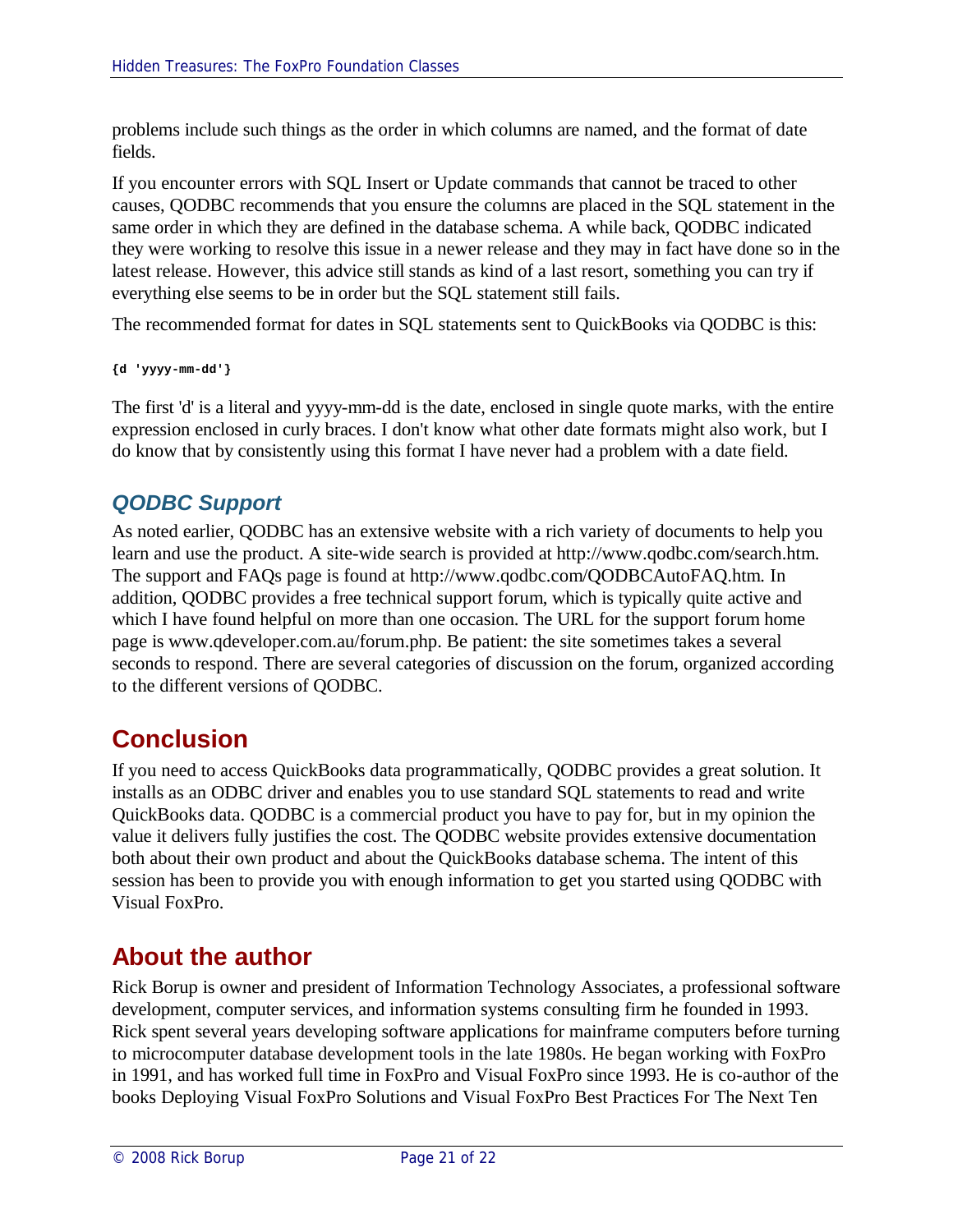problems include such things as the order in which columns are named, and the format of date fields.

If you encounter errors with SQL Insert or Update commands that cannot be traced to other causes, QODBC recommends that you ensure the columns are placed in the SQL statement in the same order in which they are defined in the database schema. A while back, QODBC indicated they were working to resolve this issue in a newer release and they may in fact have done so in the latest release. However, this advice still stands as kind of a last resort, something you can try if everything else seems to be in order but the SQL statement still fails.

The recommended format for dates in SQL statements sent to QuickBooks via QODBC is this:

```
{d 'yyyy-mm-dd'}
```

The first 'd' is a literal and yyyy-mm-dd is the date, enclosed in single quote marks, with the entire expression enclosed in curly braces. I don't know what other date formats might also work, but I do know that by consistently using this format I have never had a problem with a date field.

### *QODBC Support*

As noted earlier, QODBC has an extensive website with a rich variety of documents to help you learn and use the product. A site-wide search is provided at http://www.qodbc.com/search.htm. The support and FAQs page is found at http://www.qodbc.com/QODBCAutoFAQ.htm. In addition, QODBC provides a free technical support forum, which is typically quite active and which I have found helpful on more than one occasion. The URL for the support forum home page is www.qdeveloper.com.au/forum.php. Be patient: the site sometimes takes a several seconds to respond. There are several categories of discussion on the forum, organized according to the different versions of QODBC.

## Conclusion

If you need to access QuickBooks data programmatically, QODBC provides a great solution. It installs as an ODBC driver and enables you to use standard SQL statements to read and write QuickBooks data. QODBC is a commercial product you have to pay for, but in my opinion the value it delivers fully justifies the cost. The QODBC website provides extensive documentation both about their own product and about the QuickBooks database schema. The intent of this session has been to provide you with enough information to get you started using QODBC with Visual FoxPro.

## About the author

Rick Borup is owner and president of Information Technology Associates, a professional software development, computer services, and information systems consulting firm he founded in 1993. Rick spent several years developing software applications for mainframe computers before turning to microcomputer database development tools in the late 1980s. He began working with FoxPro in 1991, and has worked full time in FoxPro and Visual FoxPro since 1993. He is co-author of the books Deploying Visual FoxPro Solutions and Visual FoxPro Best Practices For The Next Ten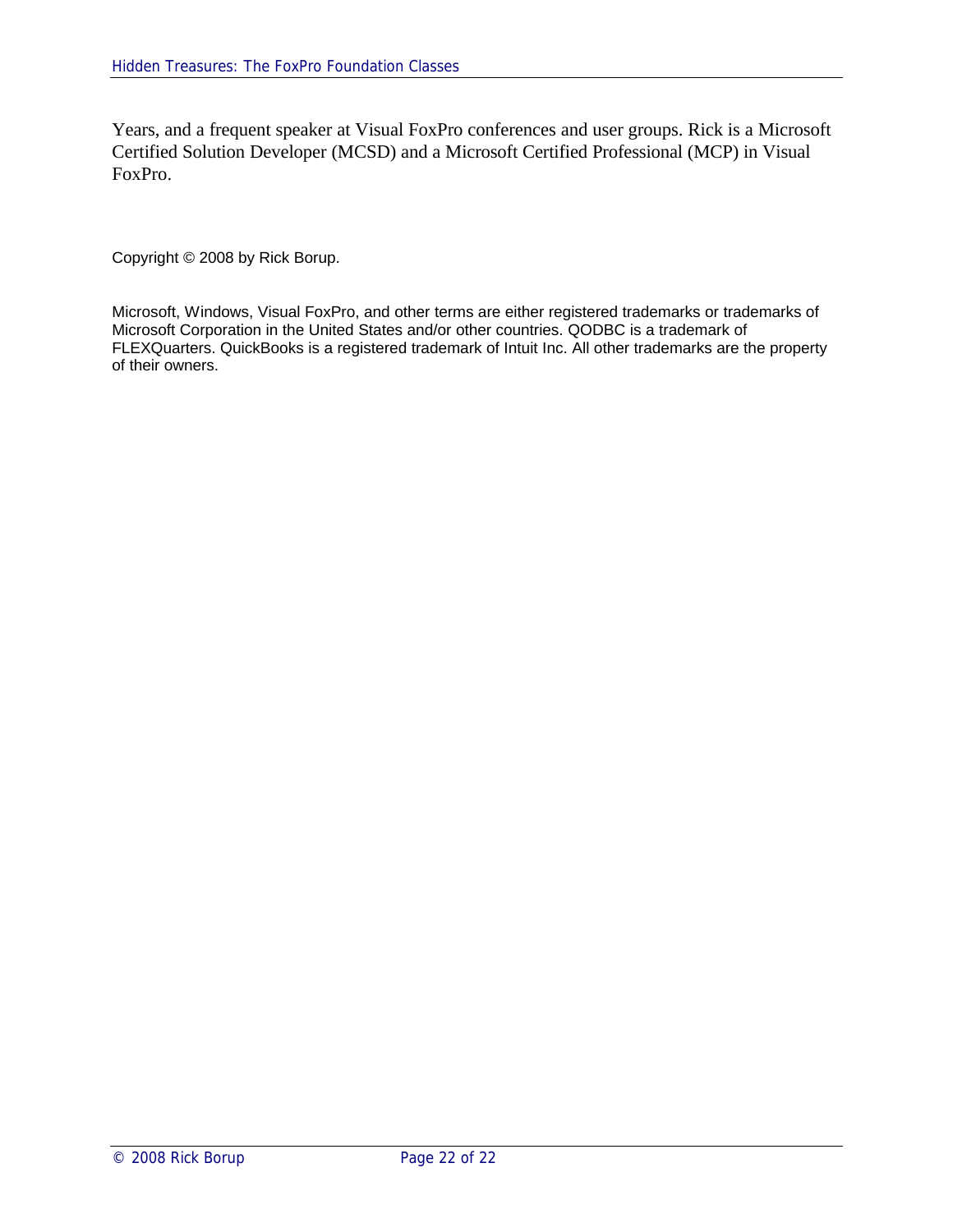Years, and a frequent speaker at Visual FoxPro conferences and user groups. Rick is a Microsoft Certified Solution Developer (MCSD) and a Microsoft Certified Professional (MCP) in Visual FoxPro.

Copyright © 2008 by Rick Borup.

Microsoft, Windows, Visual FoxPro, and other terms are either registered trademarks or trademarks of Microsoft Corporation in the United States and/or other countries. QODBC is a trademark of FLEXQuarters. QuickBooks is a registered trademark of Intuit Inc. All other trademarks are the property of their owners.